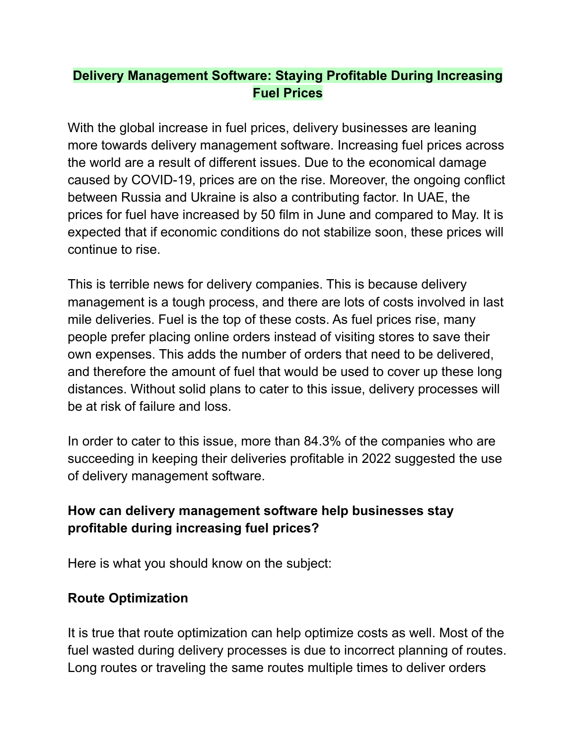# Delivery Management Software: Staying Profitable During Increasing Fuel Prices

With the global increase in fuel prices, delivery businesses are leaning more towards delivery management software. Increasing fuel prices across the world are a result of different issues. Due to the economical damage caused by COVID-19, prices are on the rise. Moreover, the ongoing conflict between Russia and Ukraine is also a contributing factor. In UAE, the prices for fuel have increased by 50 film in June and compared to May. It is expected that if economic conditions do not stabilize soon, these prices will continue to rise.

This is terrible news for delivery companies. This is because delivery management is a tough process, and there are lots of costs involved in last mile deliveries. Fuel is the top of these costs. As fuel prices rise, many people prefer placing online orders instead of visiting stores to save their own expenses. This adds the number of orders that need to be delivered, and therefore the amount of fuel that would be used to cover up these long distances. Without solid plans to cater to this issue, delivery processes will be at risk of failure and loss.

In order to cater to this issue, more than 84.3% of the companies who are succeeding in keeping their deliveries profitable in 2022 suggested the use of delivery management software.

### How can delivery management software help businesses stay profitable during increasing fuel prices?

Here is what you should know on the subject:

### Route Optimization

It is true that route optimization can help optimize costs as well. Most of the fuel wasted during delivery processes is due to incorrect planning of routes. Long routes or traveling the same routes multiple times to deliver orders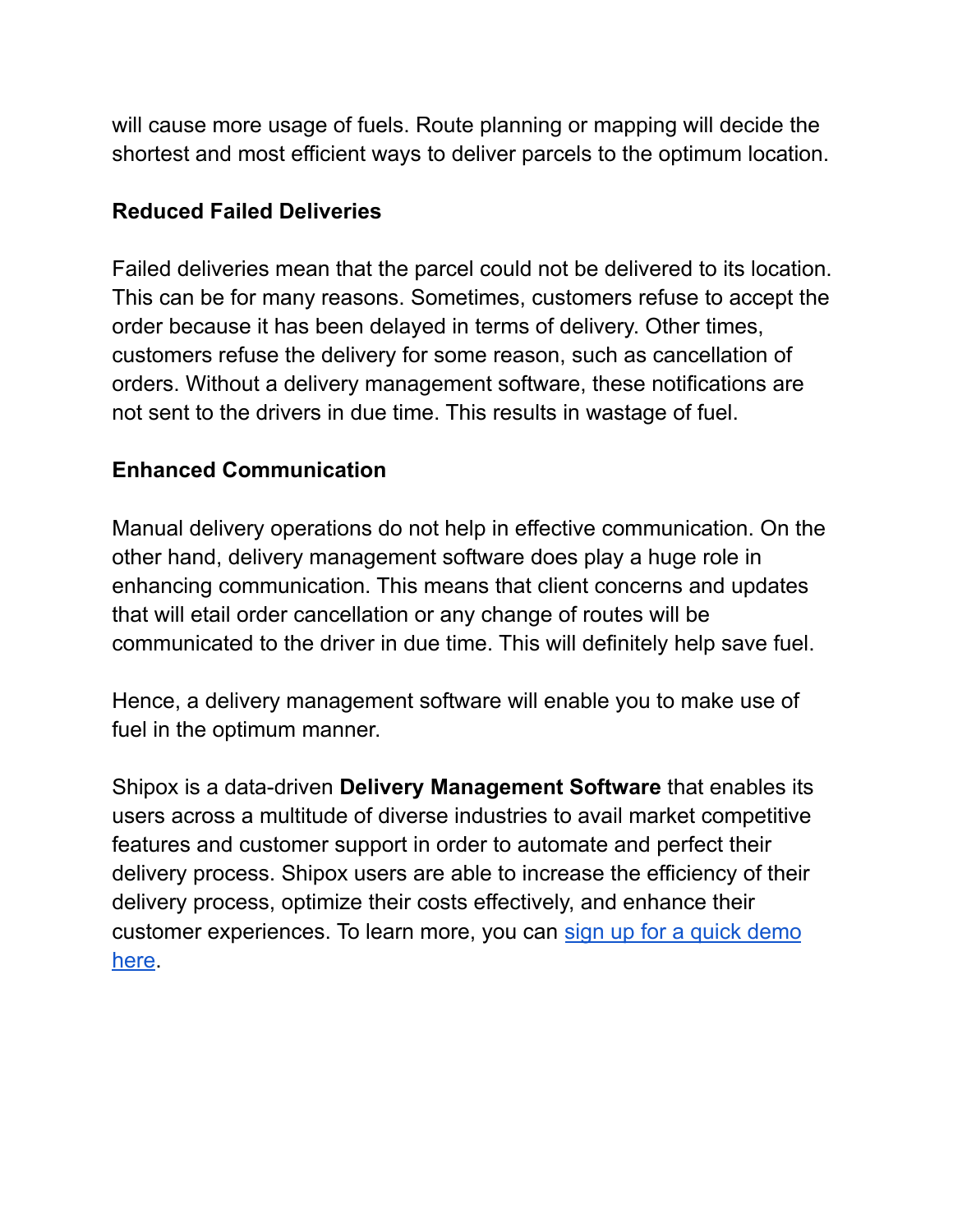will cause more usage of fuels. Route planning or mapping will decide the shortest and most efficient ways to deliver parcels to the optimum location.

### Reduced Failed Deliveries

Failed deliveries mean that the parcel could not be delivered to its location. This can be for many reasons. Sometimes, customers refuse to accept the order because it has been delayed in terms of delivery. Other times, customers refuse the delivery for some reason, such as cancellation of orders. Without a delivery management software, these notifications are not sent to the drivers in due time. This results in wastage of fuel.

### Enhanced Communication

Manual delivery operations do not help in effective communication. On the other hand, delivery management software does play a huge role in enhancing communication. This means that client concerns and updates that will etail order cancellation or any change of routes will be communicated to the driver in due time. This will definitely help save fuel.

Hence, a delivery management software will enable you to make use of fuel in the optimum manner.

Shipox is a data-driven **Delivery Management Software** that enables its users across a multitude of diverse industries to avail market competitive features and customer support in order to automate and perfect their delivery process. Shipox users are able to increase the efficiency of their delivery process, optimize their costs effectively, and enhance their customer experiences. To learn more, you can sign up for a quick demo here.